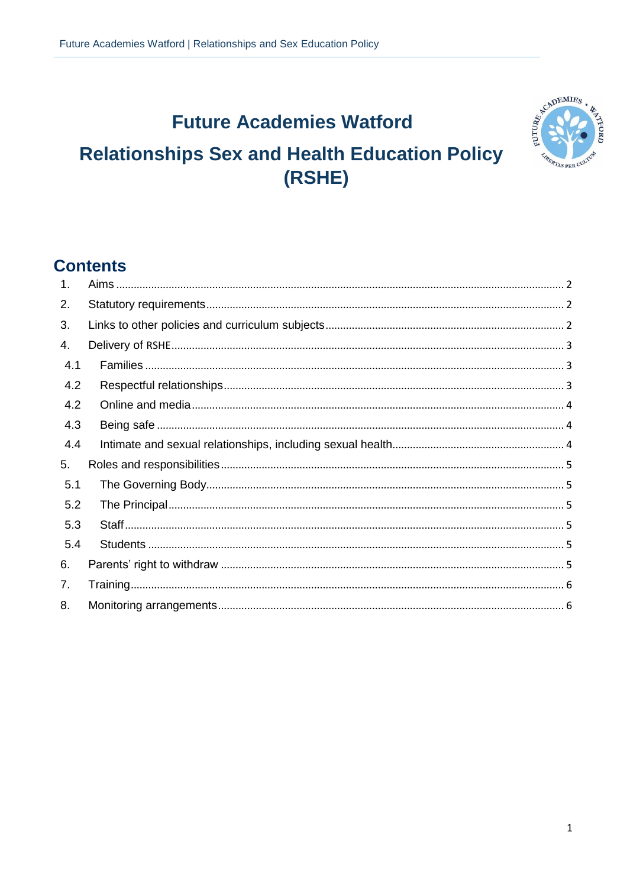# Future Academies Watford

# Relationships Sex and Health Education Policy (RSHE)

## Contents

1. Aims ........................................................................................................................................... 2
2. Statutory requirements ........................................................................................................... 2
3. Links to other policies and curriculum subjects ...................................................................... 2
4. Delivery of RSHE ..................................................................................................................... 3
   - 4.1 Families ............................................................................................................................. 3
   - 4.2 Respectful relationships .................................................................................................... 3
   - 4.2 Online and media .............................................................................................................. 4
   - 4.3 Being safe .......................................................................................................................... 4
   - 4.4 Intimate and sexual relationships, including sexual health ............................................... 4
5. Roles and responsibilities ........................................................................................................ 5
   - 5.1 The Governing Body .......................................................................................................... 5
   - 5.2 The Principal ..................................................................................................................... 5
   - 5.3 Staff ................................................................................................................................... 5
   - 5.4 Students ............................................................................................................................ 5
6. Parents' right to withdraw ........................................................................................................ 5
7. Training .................................................................................................................................... 6
8. Monitoring arrangements ......................................................................................................... 6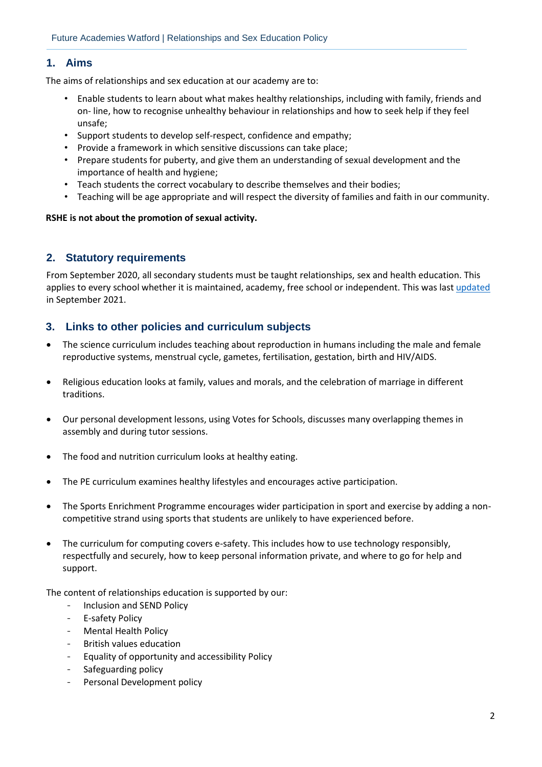## 1. Aims

The aims of relationships and sex education at our academy are to:

- Enable students to learn about what makes healthy relationships, including with family, friends and on- line, how to recognise unhealthy behaviour in relationships and how to seek help if they feel unsafe;
- Support students to develop self-respect, confidence and empathy;
- Provide a framework in which sensitive discussions can take place;
- Prepare students for puberty, and give them an understanding of sexual development and the importance of health and hygiene;
- Teach students the correct vocabulary to describe themselves and their bodies;
- Teaching will be age appropriate and will respect the diversity of families and faith in our community.

**RSHE is not about the promotion of sexual activity.**

## 2. Statutory requirements

From September 2020, all secondary students must be taught relationships, sex and health education. This applies to every school whether it is maintained, academy, free school or independent. This was last updated in September 2021.

## 3. Links to other policies and curriculum subjects

- The science curriculum includes teaching about reproduction in humans including the male and female reproductive systems, menstrual cycle, gametes, fertilisation, gestation, birth and HIV/AIDS.
- Religious education looks at family, values and morals, and the celebration of marriage in different traditions.
- Our personal development lessons, using Votes for Schools, discusses many overlapping themes in assembly and during tutor sessions.
- The food and nutrition curriculum looks at healthy eating.
- The PE curriculum examines healthy lifestyles and encourages active participation.
- The Sports Enrichment Programme encourages wider participation in sport and exercise by adding a non-competitive strand using sports that students are unlikely to have experienced before.
- The curriculum for computing covers e-safety. This includes how to use technology responsibly, respectfully and securely, how to keep personal information private, and where to go for help and support.

The content of relationships education is supported by our:

- Inclusion and SEND Policy
- E-safety Policy
- Mental Health Policy
- British values education
- Equality of opportunity and accessibility Policy
- Safeguarding policy
- Personal Development policy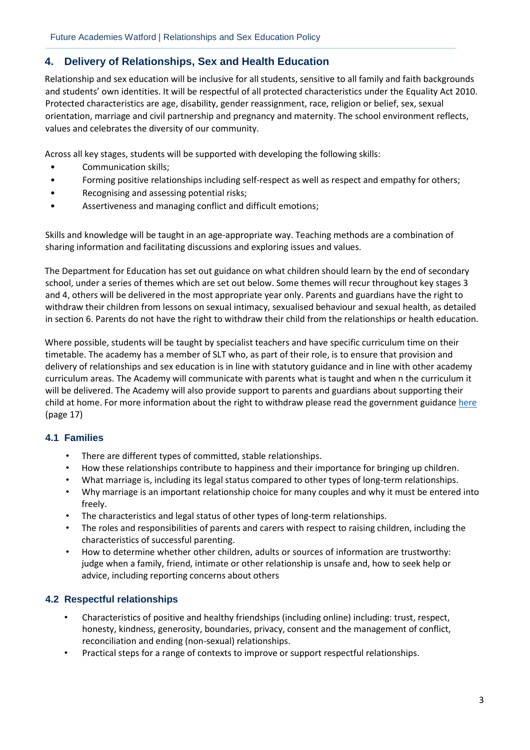## 4. Delivery of Relationships, Sex and Health Education

Relationship and sex education will be inclusive for all students, sensitive to all family and faith backgrounds and students' own identities. It will be respectful of all protected characteristics under the Equality Act 2010. Protected characteristics are age, disability, gender reassignment, race, religion or belief, sex, sexual orientation, marriage and civil partnership and pregnancy and maternity. The school environment reflects, values and celebrates the diversity of our community.

Across all key stages, students will be supported with developing the following skills:

- Communication skills;
- Forming positive relationships including self-respect as well as respect and empathy for others;
- Recognising and assessing potential risks;
- Assertiveness and managing conflict and difficult emotions;

Skills and knowledge will be taught in an age-appropriate way. Teaching methods are a combination of sharing information and facilitating discussions and exploring issues and values.

The Department for Education has set out guidance on what children should learn by the end of secondary school, under a series of themes which are set out below. Some themes will recur throughout key stages 3 and 4, others will be delivered in the most appropriate year only. Parents and guardians have the right to withdraw their children from lessons on sexual intimacy, sexualised behaviour and sexual health, as detailed in section 6. Parents do not have the right to withdraw their child from the relationships or health education.

Where possible, students will be taught by specialist teachers and have specific curriculum time on their timetable. The academy has a member of SLT who, as part of their role, is to ensure that provision and delivery of relationships and sex education is in line with statutory guidance and in line with other academy curriculum areas. The Academy will communicate with parents what is taught and when n the curriculum it will be delivered. The Academy will also provide support to parents and guardians about supporting their child at home. For more information about the right to withdraw please read the government guidance here (page 17)

### 4.1 Families

- There are different types of committed, stable relationships.
- How these relationships contribute to happiness and their importance for bringing up children.
- What marriage is, including its legal status compared to other types of long-term relationships.
- Why marriage is an important relationship choice for many couples and why it must be entered into freely.
- The characteristics and legal status of other types of long-term relationships.
- The roles and responsibilities of parents and carers with respect to raising children, including the characteristics of successful parenting.
- How to determine whether other children, adults or sources of information are trustworthy: judge when a family, friend, intimate or other relationship is unsafe and, how to seek help or advice, including reporting concerns about others

### 4.2 Respectful relationships

- Characteristics of positive and healthy friendships (including online) including: trust, respect, honesty, kindness, generosity, boundaries, privacy, consent and the management of conflict, reconciliation and ending (non-sexual) relationships.
- Practical steps for a range of contexts to improve or support respectful relationships.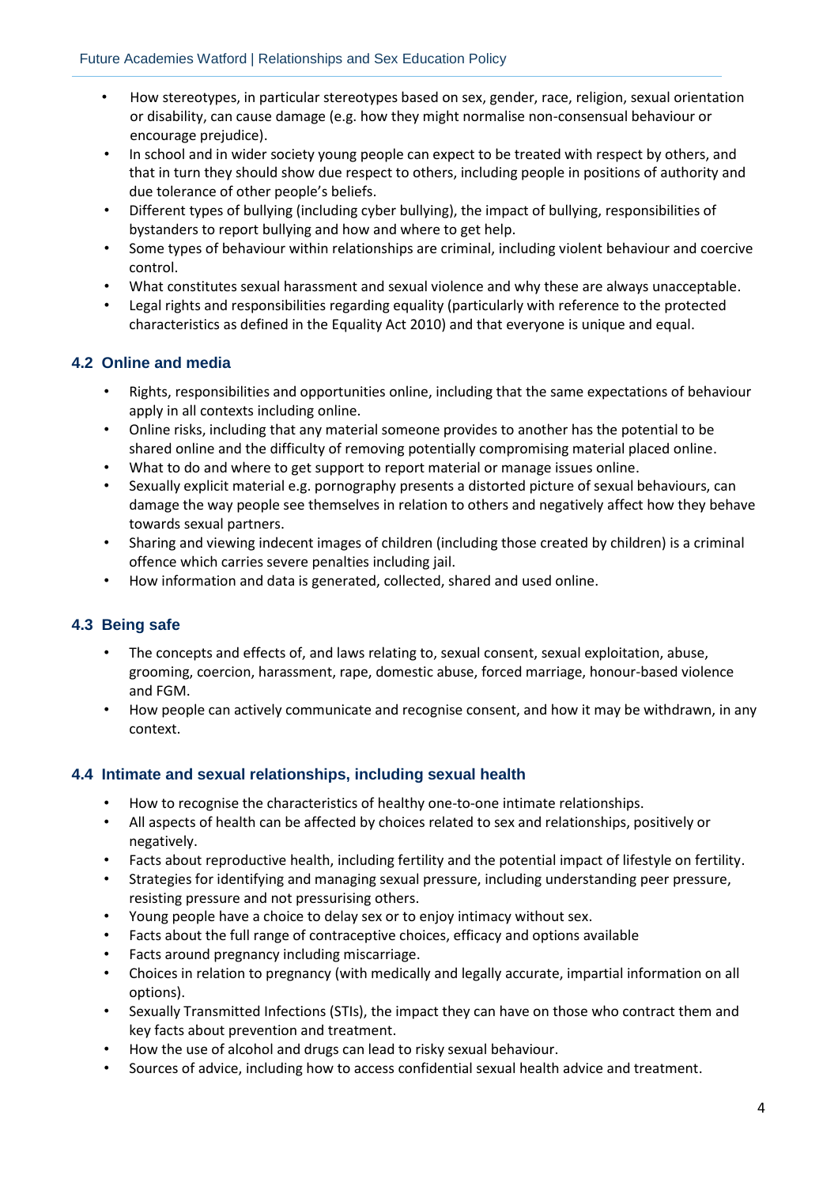- How stereotypes, in particular stereotypes based on sex, gender, race, religion, sexual orientation or disability, can cause damage (e.g. how they might normalise non-consensual behaviour or encourage prejudice).
- In school and in wider society young people can expect to be treated with respect by others, and that in turn they should show due respect to others, including people in positions of authority and due tolerance of other people's beliefs.
- Different types of bullying (including cyber bullying), the impact of bullying, responsibilities of bystanders to report bullying and how and where to get help.
- Some types of behaviour within relationships are criminal, including violent behaviour and coercive control.
- What constitutes sexual harassment and sexual violence and why these are always unacceptable.
- Legal rights and responsibilities regarding equality (particularly with reference to the protected characteristics as defined in the Equality Act 2010) and that everyone is unique and equal.

### 4.2 Online and media

- Rights, responsibilities and opportunities online, including that the same expectations of behaviour apply in all contexts including online.
- Online risks, including that any material someone provides to another has the potential to be shared online and the difficulty of removing potentially compromising material placed online.
- What to do and where to get support to report material or manage issues online.
- Sexually explicit material e.g. pornography presents a distorted picture of sexual behaviours, can damage the way people see themselves in relation to others and negatively affect how they behave towards sexual partners.
- Sharing and viewing indecent images of children (including those created by children) is a criminal offence which carries severe penalties including jail.
- How information and data is generated, collected, shared and used online.

### 4.3 Being safe

- The concepts and effects of, and laws relating to, sexual consent, sexual exploitation, abuse, grooming, coercion, harassment, rape, domestic abuse, forced marriage, honour-based violence and FGM.
- How people can actively communicate and recognise consent, and how it may be withdrawn, in any context.

### 4.4 Intimate and sexual relationships, including sexual health

- How to recognise the characteristics of healthy one-to-one intimate relationships.
- All aspects of health can be affected by choices related to sex and relationships, positively or negatively.
- Facts about reproductive health, including fertility and the potential impact of lifestyle on fertility.
- Strategies for identifying and managing sexual pressure, including understanding peer pressure, resisting pressure and not pressurising others.
- Young people have a choice to delay sex or to enjoy intimacy without sex.
- Facts about the full range of contraceptive choices, efficacy and options available
- Facts around pregnancy including miscarriage.
- Choices in relation to pregnancy (with medically and legally accurate, impartial information on all options).
- Sexually Transmitted Infections (STIs), the impact they can have on those who contract them and key facts about prevention and treatment.
- How the use of alcohol and drugs can lead to risky sexual behaviour.
- Sources of advice, including how to access confidential sexual health advice and treatment.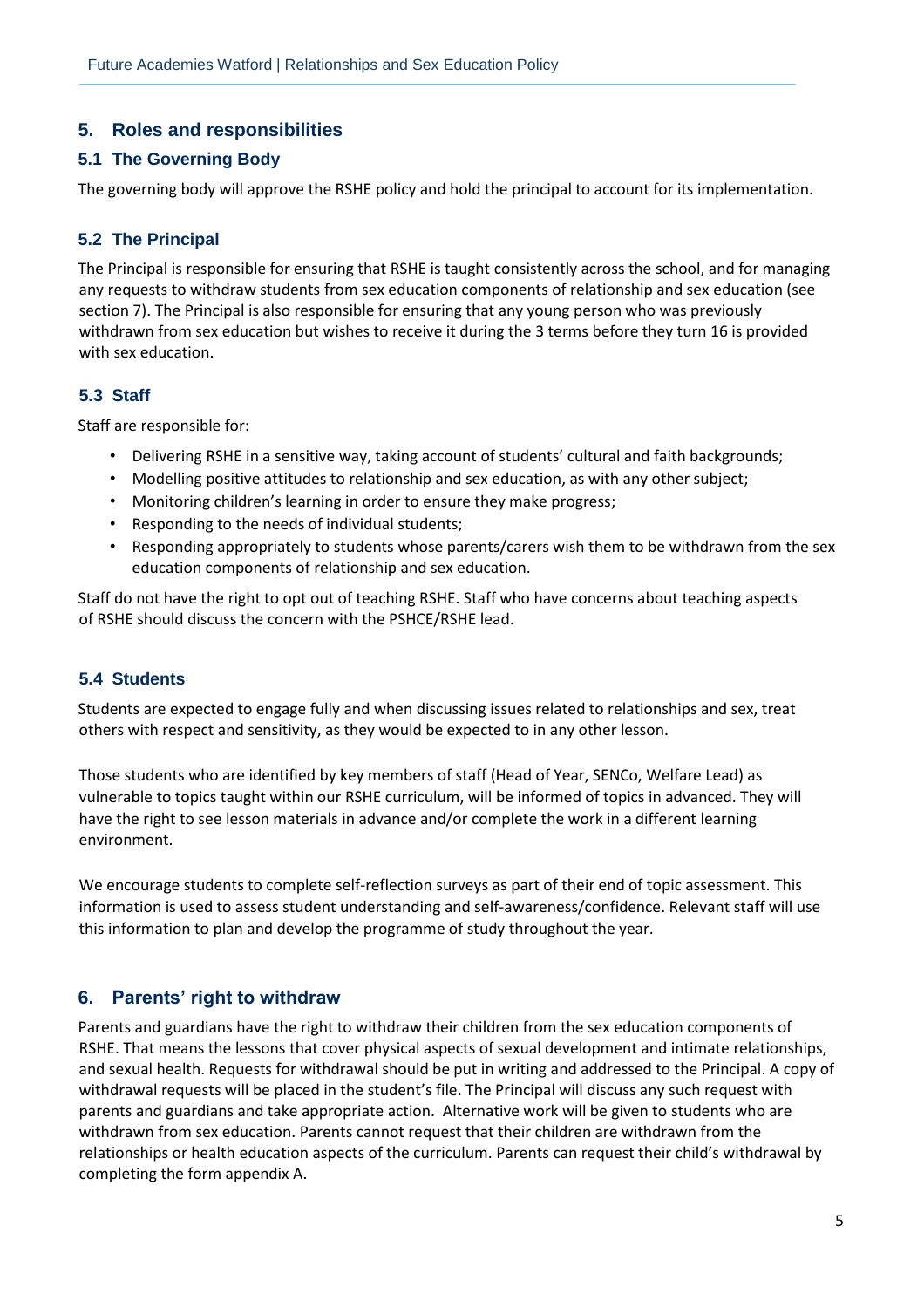## 5. Roles and responsibilities

### 5.1 The Governing Body

The governing body will approve the RSHE policy and hold the principal to account for its implementation.

### 5.2 The Principal

The Principal is responsible for ensuring that RSHE is taught consistently across the school, and for managing any requests to withdraw students from sex education components of relationship and sex education (see section 7). The Principal is also responsible for ensuring that any young person who was previously withdrawn from sex education but wishes to receive it during the 3 terms before they turn 16 is provided with sex education.

### 5.3 Staff

Staff are responsible for:

- Delivering RSHE in a sensitive way, taking account of students' cultural and faith backgrounds;
- Modelling positive attitudes to relationship and sex education, as with any other subject;
- Monitoring children's learning in order to ensure they make progress;
- Responding to the needs of individual students;
- Responding appropriately to students whose parents/carers wish them to be withdrawn from the sex education components of relationship and sex education.

Staff do not have the right to opt out of teaching RSHE. Staff who have concerns about teaching aspects of RSHE should discuss the concern with the PSHCE/RSHE lead.

### 5.4 Students

Students are expected to engage fully and when discussing issues related to relationships and sex, treat others with respect and sensitivity, as they would be expected to in any other lesson.

Those students who are identified by key members of staff (Head of Year, SENCo, Welfare Lead) as vulnerable to topics taught within our RSHE curriculum, will be informed of topics in advanced. They will have the right to see lesson materials in advance and/or complete the work in a different learning environment.

We encourage students to complete self-reflection surveys as part of their end of topic assessment. This information is used to assess student understanding and self-awareness/confidence. Relevant staff will use this information to plan and develop the programme of study throughout the year.

## 6. Parents' right to withdraw

Parents and guardians have the right to withdraw their children from the sex education components of RSHE. That means the lessons that cover physical aspects of sexual development and intimate relationships, and sexual health. Requests for withdrawal should be put in writing and addressed to the Principal. A copy of withdrawal requests will be placed in the student's file. The Principal will discuss any such request with parents and guardians and take appropriate action. Alternative work will be given to students who are withdrawn from sex education. Parents cannot request that their children are withdrawn from the relationships or health education aspects of the curriculum. Parents can request their child's withdrawal by completing the form appendix A.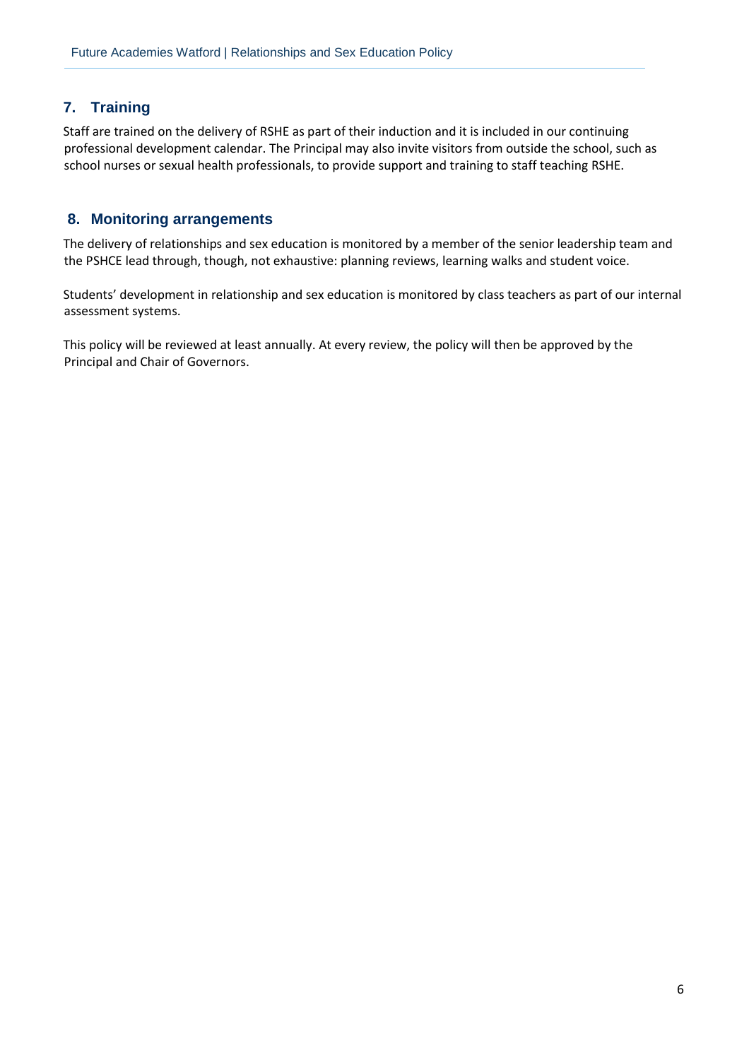## 7. Training

Staff are trained on the delivery of RSHE as part of their induction and it is included in our continuing professional development calendar. The Principal may also invite visitors from outside the school, such as school nurses or sexual health professionals, to provide support and training to staff teaching RSHE.

## 8. Monitoring arrangements

The delivery of relationships and sex education is monitored by a member of the senior leadership team and the PSHCE lead through, though, not exhaustive: planning reviews, learning walks and student voice.

Students' development in relationship and sex education is monitored by class teachers as part of our internal assessment systems.

This policy will be reviewed at least annually. At every review, the policy will then be approved by the Principal and Chair of Governors.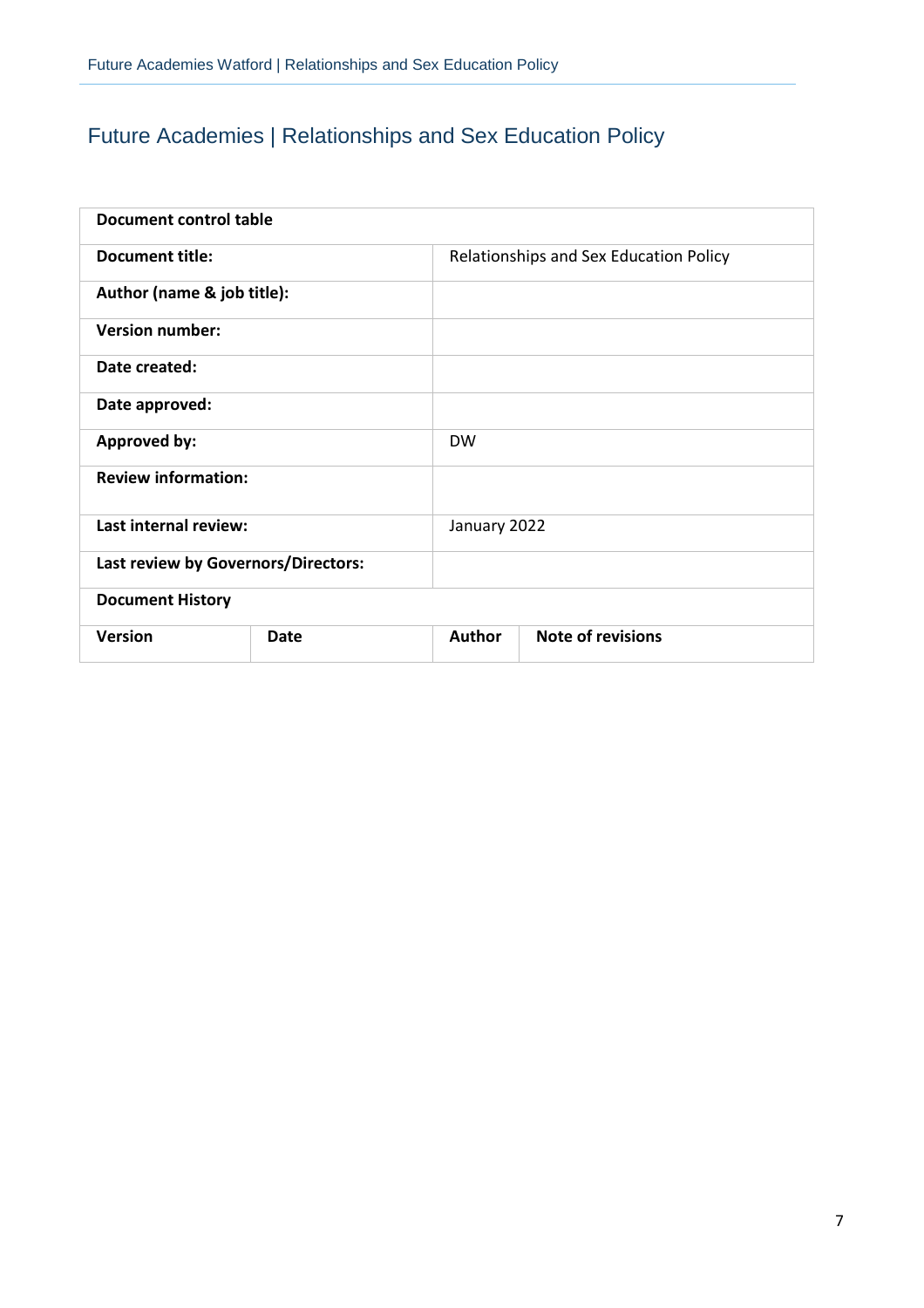# Future Academies | Relationships and Sex Education Policy

| Document control table | | | |
|---|---|---|---|
| **Document title:** | | Relationships and Sex Education Policy | |
| **Author (name & job title):** | | | |
| **Version number:** | | | |
| **Date created:** | | | |
| **Date approved:** | | | |
| **Approved by:** | | DW | |
| **Review information:** | | | |
| **Last internal review:** | | January 2022 | |
| **Last review by Governors/Directors:** | | | |
| **Document History** | | | |
| **Version** | **Date** | **Author** | **Note of revisions** |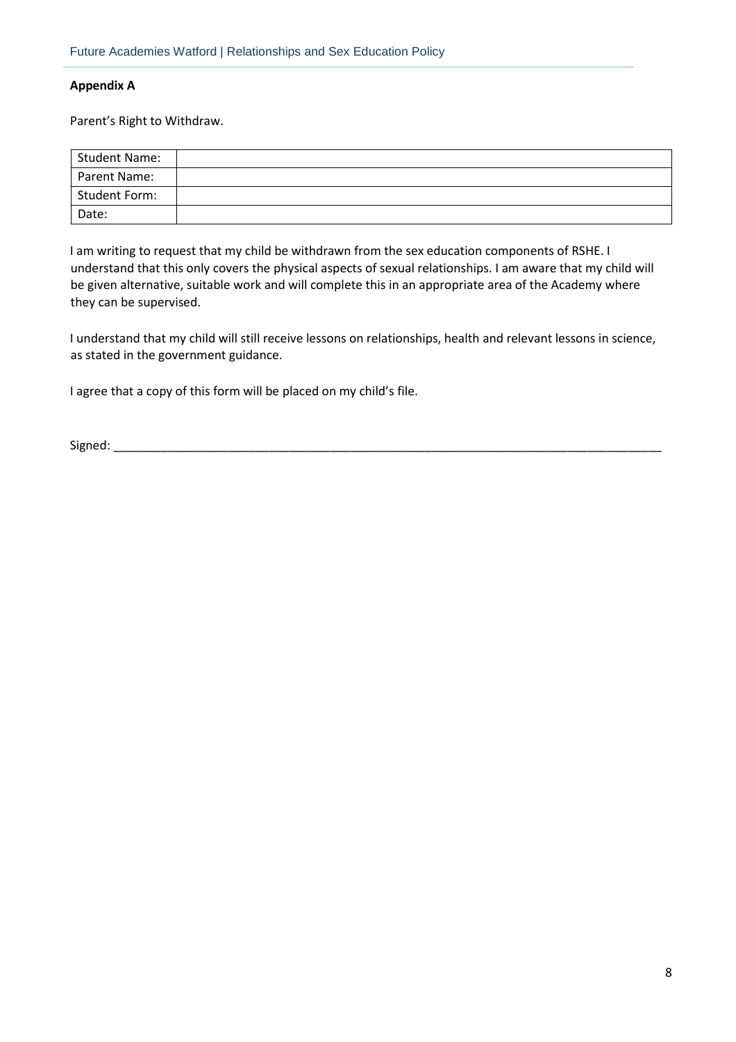**Appendix A**

Parent's Right to Withdraw.

| | |
|---|---|
| Student Name: | |
| Parent Name: | |
| Student Form: | |
| Date: | |

I am writing to request that my child be withdrawn from the sex education components of RSHE. I understand that this only covers the physical aspects of sexual relationships. I am aware that my child will be given alternative, suitable work and will complete this in an appropriate area of the Academy where they can be supervised.

I understand that my child will still receive lessons on relationships, health and relevant lessons in science, as stated in the government guidance.

I agree that a copy of this form will be placed on my child's file.

Signed: ___________________________________________________________________________________